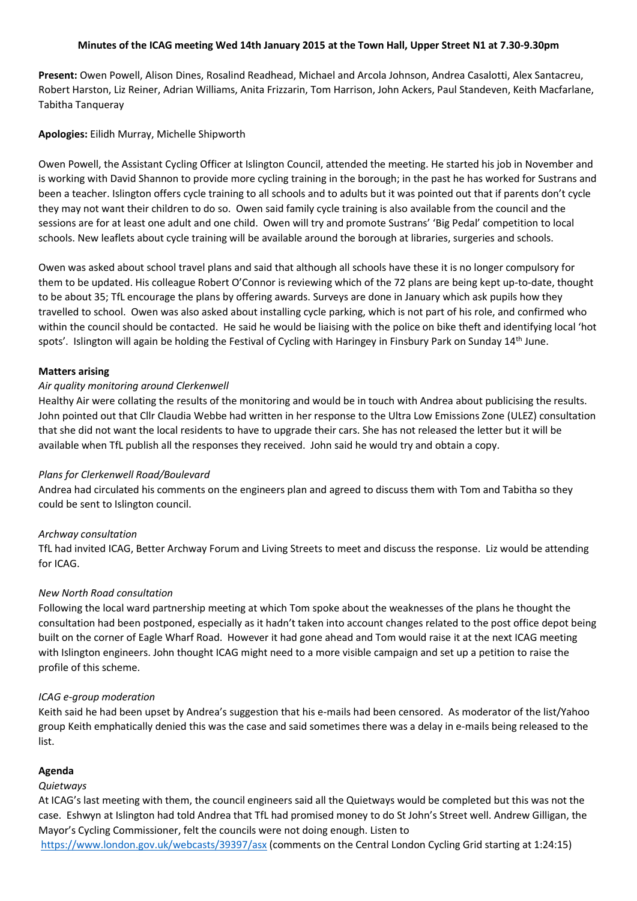**Minutes of the ICAG meeting Wed 14th January 2015 at the Town Hall, Upper Street N1 at 7.30-9.30pm**

**Present:** Owen Powell, Alison Dines, Rosalind Readhead, Michael and Arcola Johnson, Andrea Casalotti, Alex Santacreu, Robert Harston, Liz Reiner, Adrian Williams, Anita Frizzarin, Tom Harrison, John Ackers, Paul Standeven, Keith Macfarlane, Tabitha Tanqueray

**Apologies:** Eilidh Murray, Michelle Shipworth

Owen Powell, the Assistant Cycling Officer at Islington Council, attended the meeting. He started his job in November and is working with David Shannon to provide more cycling training in the borough; in the past he has worked for Sustrans and been a teacher. Islington offers cycle training to all schools and to adults but it was pointed out that if parents don't cycle they may not want their children to do so. Owen said family cycle training is also available from the council and the sessions are for at least one adult and one child. Owen will try and promote Sustrans' 'Big Pedal' competition to local schools. New leaflets about cycle training will be available around the borough at libraries, surgeries and schools.

Owen was asked about school travel plans and said that although all schools have these it is no longer compulsory for them to be updated. His colleague Robert O'Connor is reviewing which of the 72 plans are being kept up-to-date, thought to be about 35; TfL encourage the plans by offering awards. Surveys are done in January which ask pupils how they travelled to school. Owen was also asked about installing cycle parking, which is not part of his role, and confirmed who within the council should be contacted. He said he would be liaising with the police on bike theft and identifying local 'hot spots'. Islington will again be holding the Festival of Cycling with Haringey in Finsbury Park on Sunday 14th June.

**Matters arising**

*Air quality monitoring around Clerkenwell*

Healthy Air were collating the results of the monitoring and would be in touch with Andrea about publicising the results. John pointed out that Cllr Claudia Webbe had written in her response to the Ultra Low Emissions Zone (ULEZ) consultation that she did not want the local residents to have to upgrade their cars. She has not released the letter but it will be available when TfL publish all the responses they received. John said he would try and obtain a copy.

*Plans for Clerkenwell Road/Boulevard*

Andrea had circulated his comments on the engineers plan and agreed to discuss them with Tom and Tabitha so they could be sent to Islington council.

*Archway consultation*

TfL had invited ICAG, Better Archway Forum and Living Streets to meet and discuss the response. Liz would be attending for ICAG.

*New North Road consultation*

Following the local ward partnership meeting at which Tom spoke about the weaknesses of the plans he thought the consultation had been postponed, especially as it hadn't taken into account changes related to the post office depot being built on the corner of Eagle Wharf Road. However it had gone ahead and Tom would raise it at the next ICAG meeting with Islington engineers. John thought ICAG might need to a more visible campaign and set up a petition to raise the profile of this scheme.

*ICAG e-group moderation*

Keith said he had been upset by Andrea's suggestion that his e-mails had been censored. As moderator of the list/Yahoo group Keith emphatically denied this was the case and said sometimes there was a delay in e-mails being released to the list.

**Agenda**

*Quietways*

At ICAG's last meeting with them, the council engineers said all the Quietways would be completed but this was not the case. Eshwyn at Islington had told Andrea that TfL had promised money to do St John's Street well. Andrew Gilligan, the Mayor's Cycling Commissioner, felt the councils were not doing enough. Listen to https://www.london.gov.uk/webcasts/39397/asx (comments on the Central London Cycling Grid starting at 1:24:15)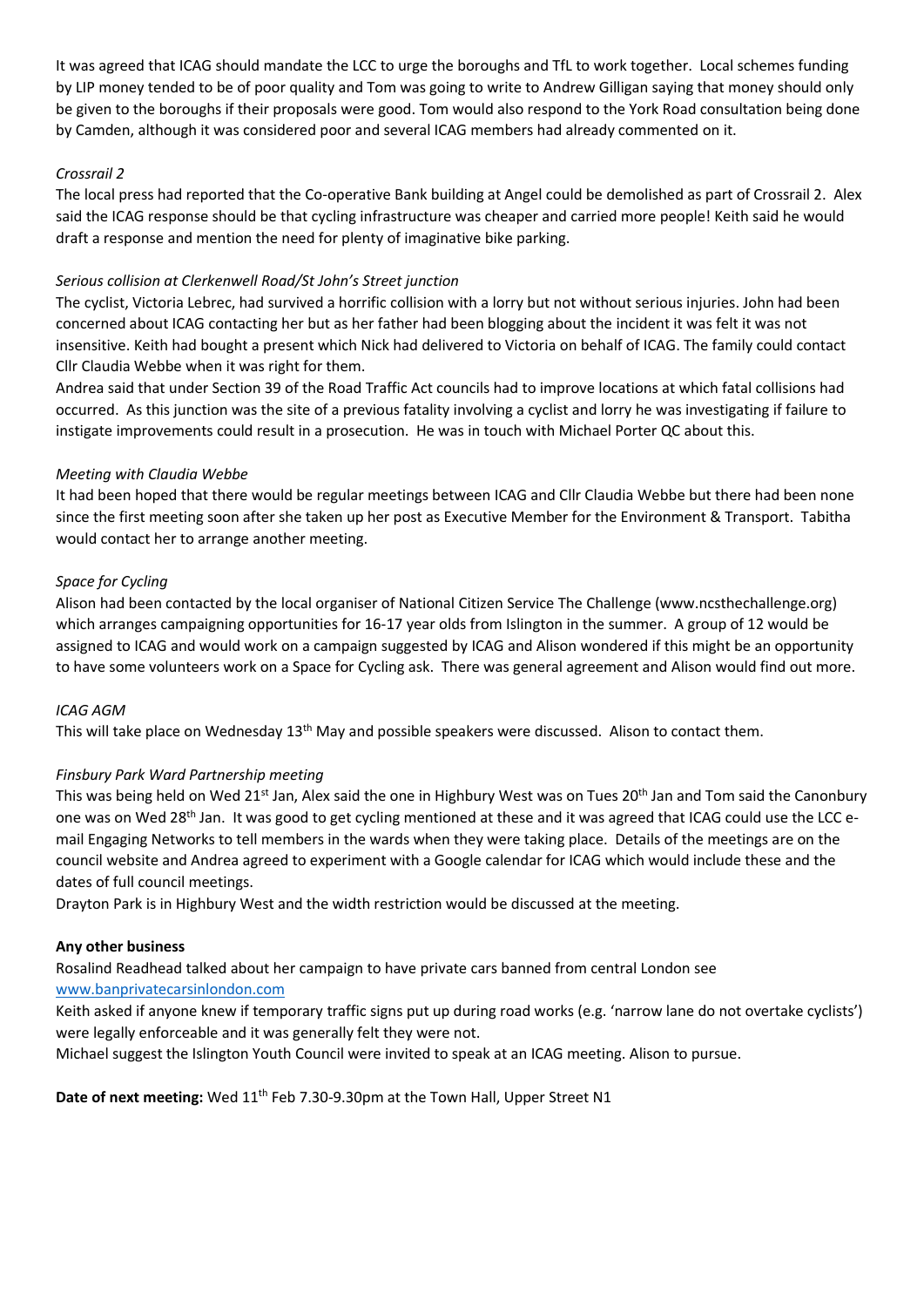It was agreed that ICAG should mandate the LCC to urge the boroughs and TfL to work together. Local schemes funding by LIP money tended to be of poor quality and Tom was going to write to Andrew Gilligan saying that money should only be given to the boroughs if their proposals were good. Tom would also respond to the York Road consultation being done by Camden, although it was considered poor and several ICAG members had already commented on it.

*Crossrail 2*

The local press had reported that the Co-operative Bank building at Angel could be demolished as part of Crossrail 2. Alex said the ICAG response should be that cycling infrastructure was cheaper and carried more people! Keith said he would draft a response and mention the need for plenty of imaginative bike parking.

*Serious collision at Clerkenwell Road/St John's Street junction*

The cyclist, Victoria Lebrec, had survived a horrific collision with a lorry but not without serious injuries. John had been concerned about ICAG contacting her but as her father had been blogging about the incident it was felt it was not insensitive. Keith had bought a present which Nick had delivered to Victoria on behalf of ICAG. The family could contact Cllr Claudia Webbe when it was right for them.

Andrea said that under Section 39 of the Road Traffic Act councils had to improve locations at which fatal collisions had occurred. As this junction was the site of a previous fatality involving a cyclist and lorry he was investigating if failure to instigate improvements could result in a prosecution. He was in touch with Michael Porter QC about this.

*Meeting with Claudia Webbe*

It had been hoped that there would be regular meetings between ICAG and Cllr Claudia Webbe but there had been none since the first meeting soon after she taken up her post as Executive Member for the Environment & Transport. Tabitha would contact her to arrange another meeting.

*Space for Cycling*

Alison had been contacted by the local organiser of National Citizen Service The Challenge (www.ncsthechallenge.org) which arranges campaigning opportunities for 16-17 year olds from Islington in the summer. A group of 12 would be assigned to ICAG and would work on a campaign suggested by ICAG and Alison wondered if this might be an opportunity to have some volunteers work on a Space for Cycling ask. There was general agreement and Alison would find out more.

*ICAG AGM*

This will take place on Wednesday 13th May and possible speakers were discussed. Alison to contact them.

*Finsbury Park Ward Partnership meeting*

This was being held on Wed 21st Jan, Alex said the one in Highbury West was on Tues 20th Jan and Tom said the Canonbury one was on Wed 28th Jan. It was good to get cycling mentioned at these and it was agreed that ICAG could use the LCC e-mail Engaging Networks to tell members in the wards when they were taking place. Details of the meetings are on the council website and Andrea agreed to experiment with a Google calendar for ICAG which would include these and the dates of full council meetings.

Drayton Park is in Highbury West and the width restriction would be discussed at the meeting.

**Any other business**

Rosalind Readhead talked about her campaign to have private cars banned from central London see [www.banprivatecarsinlondon.com](www.banprivatecarsinlondon.com)

Keith asked if anyone knew if temporary traffic signs put up during road works (e.g. 'narrow lane do not overtake cyclists') were legally enforceable and it was generally felt they were not.

Michael suggest the Islington Youth Council were invited to speak at an ICAG meeting. Alison to pursue.

**Date of next meeting:** Wed 11th Feb 7.30-9.30pm at the Town Hall, Upper Street N1